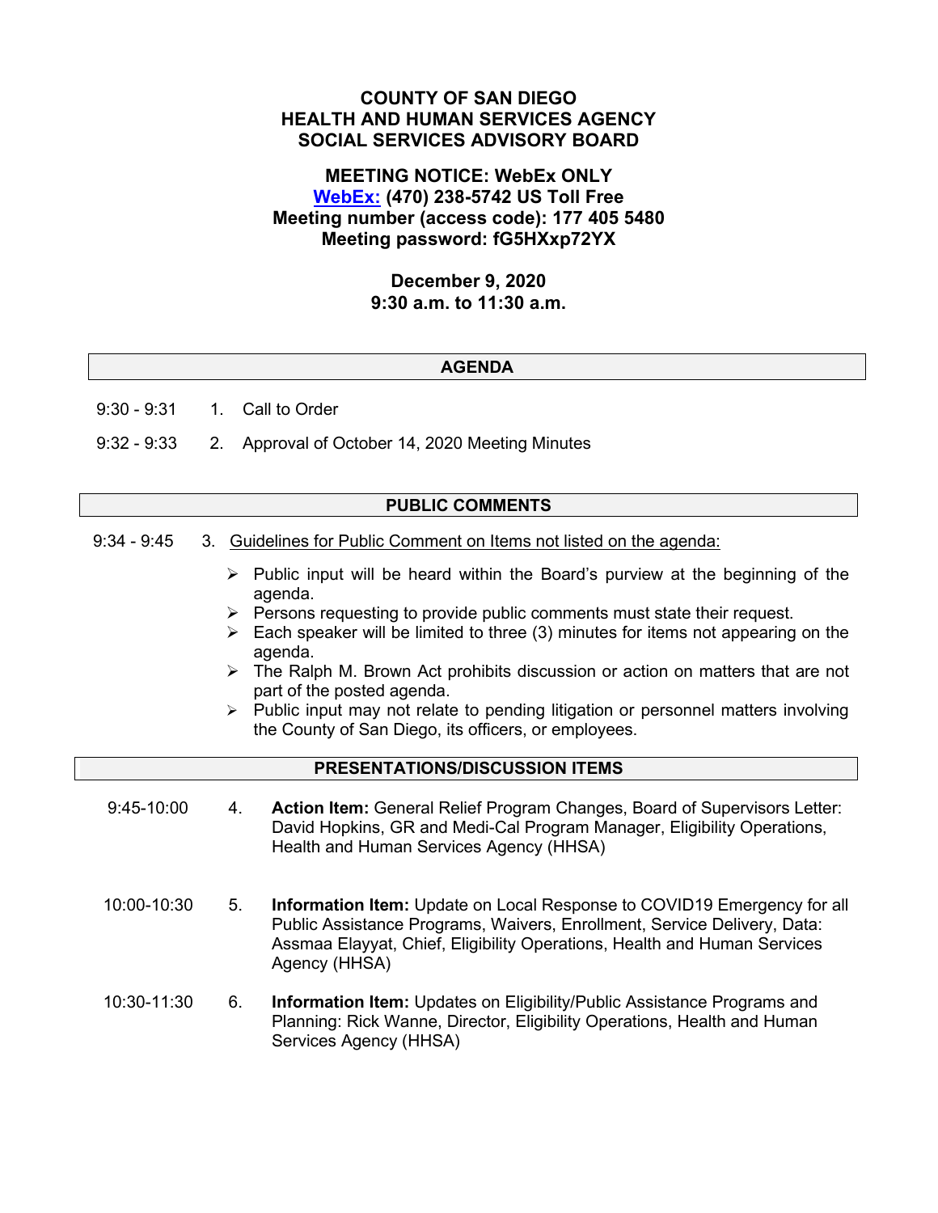# COUNTY OF SAN DIEGO
# HEALTH AND HUMAN SERVICES AGENCY
# SOCIAL SERVICES ADVISORY BOARD

**MEETING NOTICE: WebEx ONLY**
**WebEx: (470) 238-5742 US Toll Free**
**Meeting number (access code): 177 405 5480**
**Meeting password: fG5HXxp72YX**

**December 9, 2020**
**9:30 a.m. to 11:30 a.m.**

## AGENDA

9:30 - 9:31 1. Call to Order

9:32 - 9:33 2. Approval of October 14, 2020 Meeting Minutes

## PUBLIC COMMENTS

9:34 - 9:45 3. Guidelines for Public Comment on Items not listed on the agenda:

- Public input will be heard within the Board's purview at the beginning of the agenda.
- Persons requesting to provide public comments must state their request.
- Each speaker will be limited to three (3) minutes for items not appearing on the agenda.
- The Ralph M. Brown Act prohibits discussion or action on matters that are not part of the posted agenda.
- Public input may not relate to pending litigation or personnel matters involving the County of San Diego, its officers, or employees.

## PRESENTATIONS/DISCUSSION ITEMS

9:45-10:00 4. **Action Item:** General Relief Program Changes, Board of Supervisors Letter: David Hopkins, GR and Medi-Cal Program Manager, Eligibility Operations, Health and Human Services Agency (HHSA)

10:00-10:30 5. **Information Item:** Update on Local Response to COVID19 Emergency for all Public Assistance Programs, Waivers, Enrollment, Service Delivery, Data: Assmaa Elayyat, Chief, Eligibility Operations, Health and Human Services Agency (HHSA)

10:30-11:30 6. **Information Item:** Updates on Eligibility/Public Assistance Programs and Planning: Rick Wanne, Director, Eligibility Operations, Health and Human Services Agency (HHSA)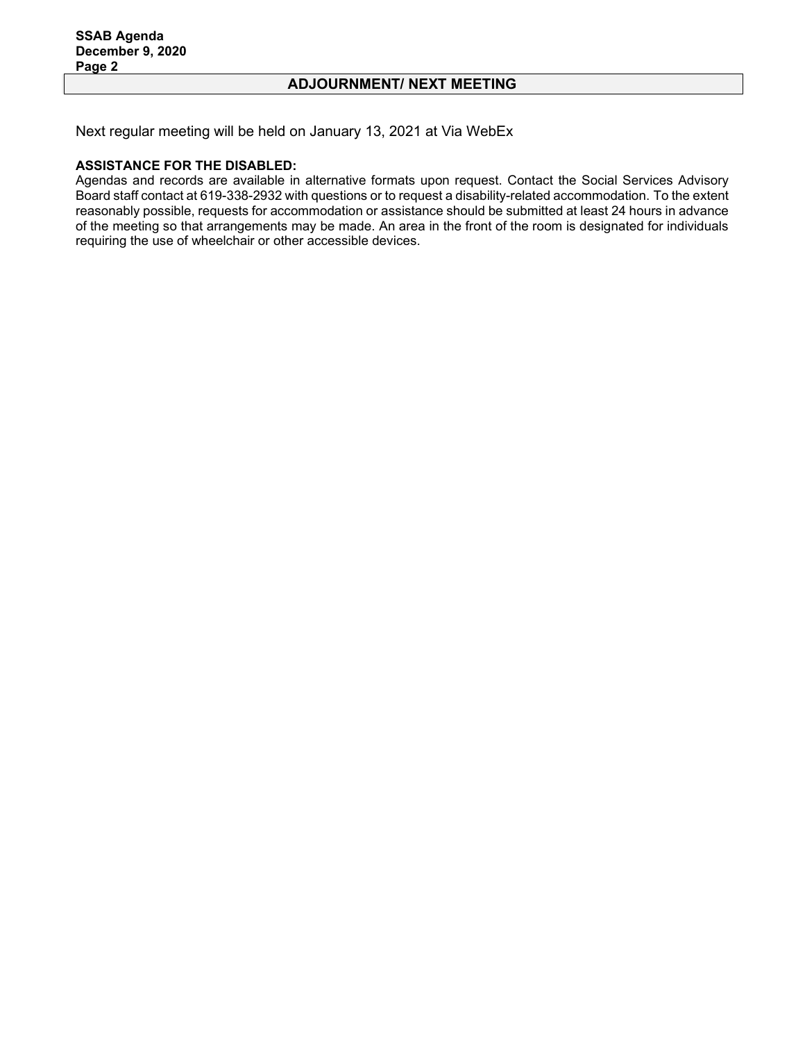## ADJOURNMENT/ NEXT MEETING

Next regular meeting will be held on January 13, 2021 at Via WebEx

**ASSISTANCE FOR THE DISABLED:**
Agendas and records are available in alternative formats upon request. Contact the Social Services Advisory Board staff contact at 619-338-2932 with questions or to request a disability-related accommodation. To the extent reasonably possible, requests for accommodation or assistance should be submitted at least 24 hours in advance of the meeting so that arrangements may be made. An area in the front of the room is designated for individuals requiring the use of wheelchair or other accessible devices.